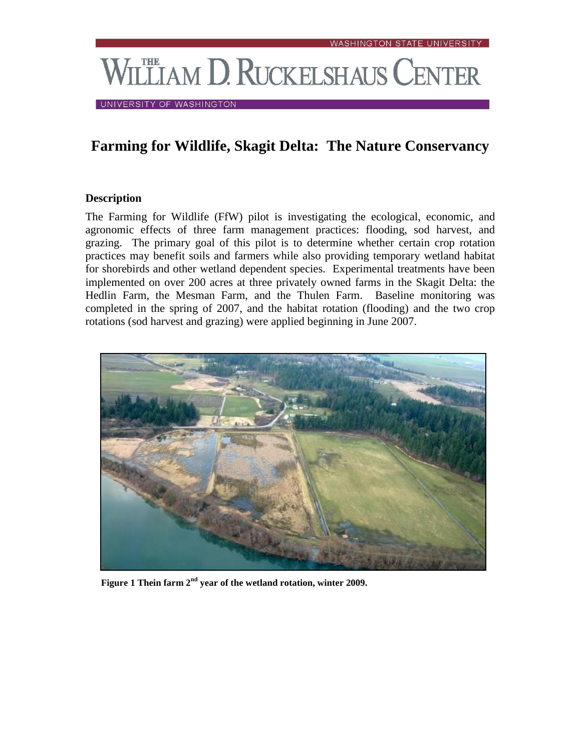WASHINGTON STATE UNIVERSITY

# THE WILLIAM D. RUCKELSHAUS CENTER

UNIVERSITY OF WASHINGTON

## Farming for Wildlife, Skagit Delta: The Nature Conservancy

### Description

The Farming for Wildlife (FfW) pilot is investigating the ecological, economic, and agronomic effects of three farm management practices: flooding, sod harvest, and grazing. The primary goal of this pilot is to determine whether certain crop rotation practices may benefit soils and farmers while also providing temporary wetland habitat for shorebirds and other wetland dependent species. Experimental treatments have been implemented on over 200 acres at three privately owned farms in the Skagit Delta: the Hedlin Farm, the Mesman Farm, and the Thulen Farm. Baseline monitoring was completed in the spring of 2007, and the habitat rotation (flooding) and the two crop rotations (sod harvest and grazing) were applied beginning in June 2007.

**Figure 1 Thein farm 2nd year of the wetland rotation, winter 2009.**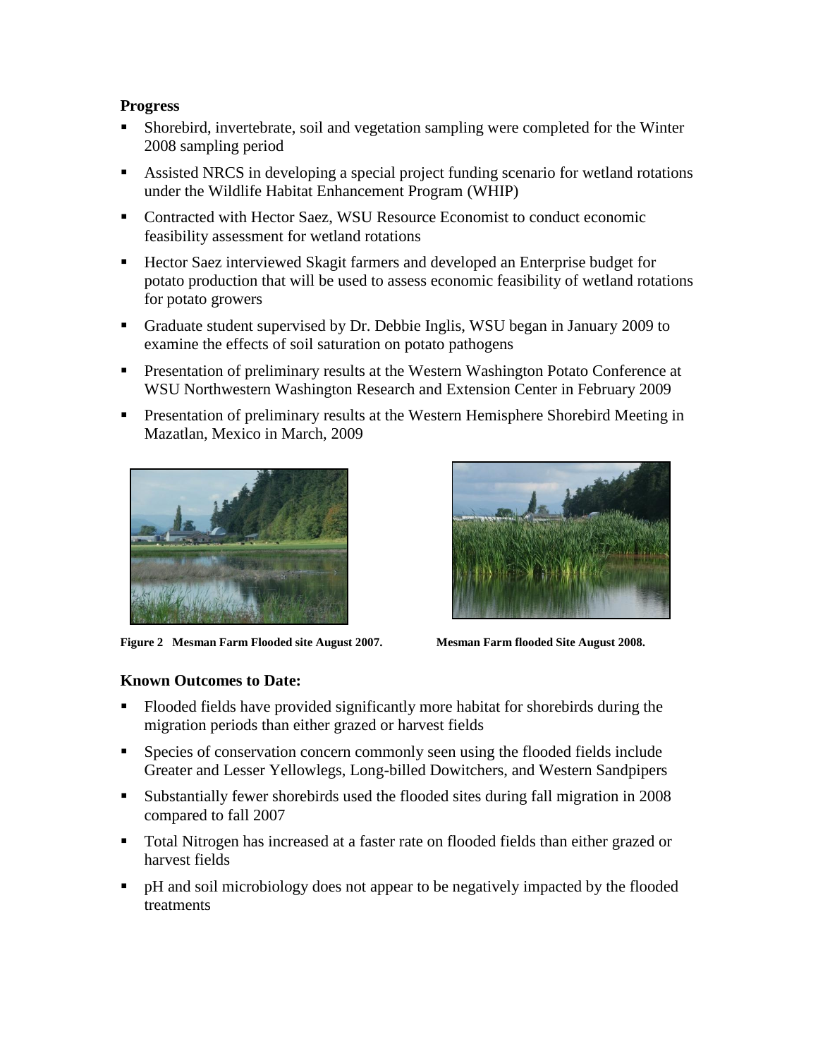**Progress**

- Shorebird, invertebrate, soil and vegetation sampling were completed for the Winter 2008 sampling period
- Assisted NRCS in developing a special project funding scenario for wetland rotations under the Wildlife Habitat Enhancement Program (WHIP)
- Contracted with Hector Saez, WSU Resource Economist to conduct economic feasibility assessment for wetland rotations
- Hector Saez interviewed Skagit farmers and developed an Enterprise budget for potato production that will be used to assess economic feasibility of wetland rotations for potato growers
- Graduate student supervised by Dr. Debbie Inglis, WSU began in January 2009 to examine the effects of soil saturation on potato pathogens
- Presentation of preliminary results at the Western Washington Potato Conference at WSU Northwestern Washington Research and Extension Center in February 2009
- Presentation of preliminary results at the Western Hemisphere Shorebird Meeting in Mazatlan, Mexico in March, 2009

**Figure 2 Mesman Farm Flooded site August 2007.** **Mesman Farm flooded Site August 2008.**

### Known Outcomes to Date:

- Flooded fields have provided significantly more habitat for shorebirds during the migration periods than either grazed or harvest fields
- Species of conservation concern commonly seen using the flooded fields include Greater and Lesser Yellowlegs, Long-billed Dowitchers, and Western Sandpipers
- Substantially fewer shorebirds used the flooded sites during fall migration in 2008 compared to fall 2007
- Total Nitrogen has increased at a faster rate on flooded fields than either grazed or harvest fields
- pH and soil microbiology does not appear to be negatively impacted by the flooded treatments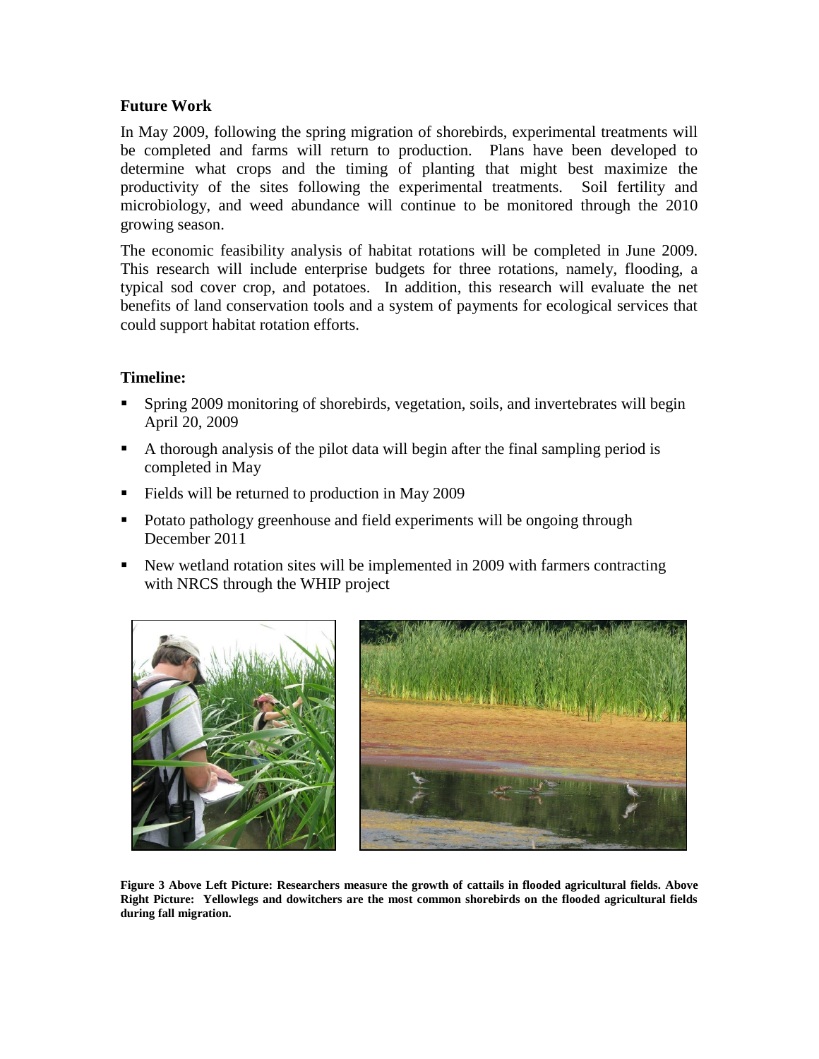**Future Work**

In May 2009, following the spring migration of shorebirds, experimental treatments will be completed and farms will return to production. Plans have been developed to determine what crops and the timing of planting that might best maximize the productivity of the sites following the experimental treatments. Soil fertility and microbiology, and weed abundance will continue to be monitored through the 2010 growing season.

The economic feasibility analysis of habitat rotations will be completed in June 2009. This research will include enterprise budgets for three rotations, namely, flooding, a typical sod cover crop, and potatoes. In addition, this research will evaluate the net benefits of land conservation tools and a system of payments for ecological services that could support habitat rotation efforts.

**Timeline:**

- Spring 2009 monitoring of shorebirds, vegetation, soils, and invertebrates will begin April 20, 2009
- A thorough analysis of the pilot data will begin after the final sampling period is completed in May
- Fields will be returned to production in May 2009
- Potato pathology greenhouse and field experiments will be ongoing through December 2011
- New wetland rotation sites will be implemented in 2009 with farmers contracting with NRCS through the WHIP project

**Figure 3 Above Left Picture: Researchers measure the growth of cattails in flooded agricultural fields. Above Right Picture: Yellowlegs and dowitchers are the most common shorebirds on the flooded agricultural fields during fall migration.**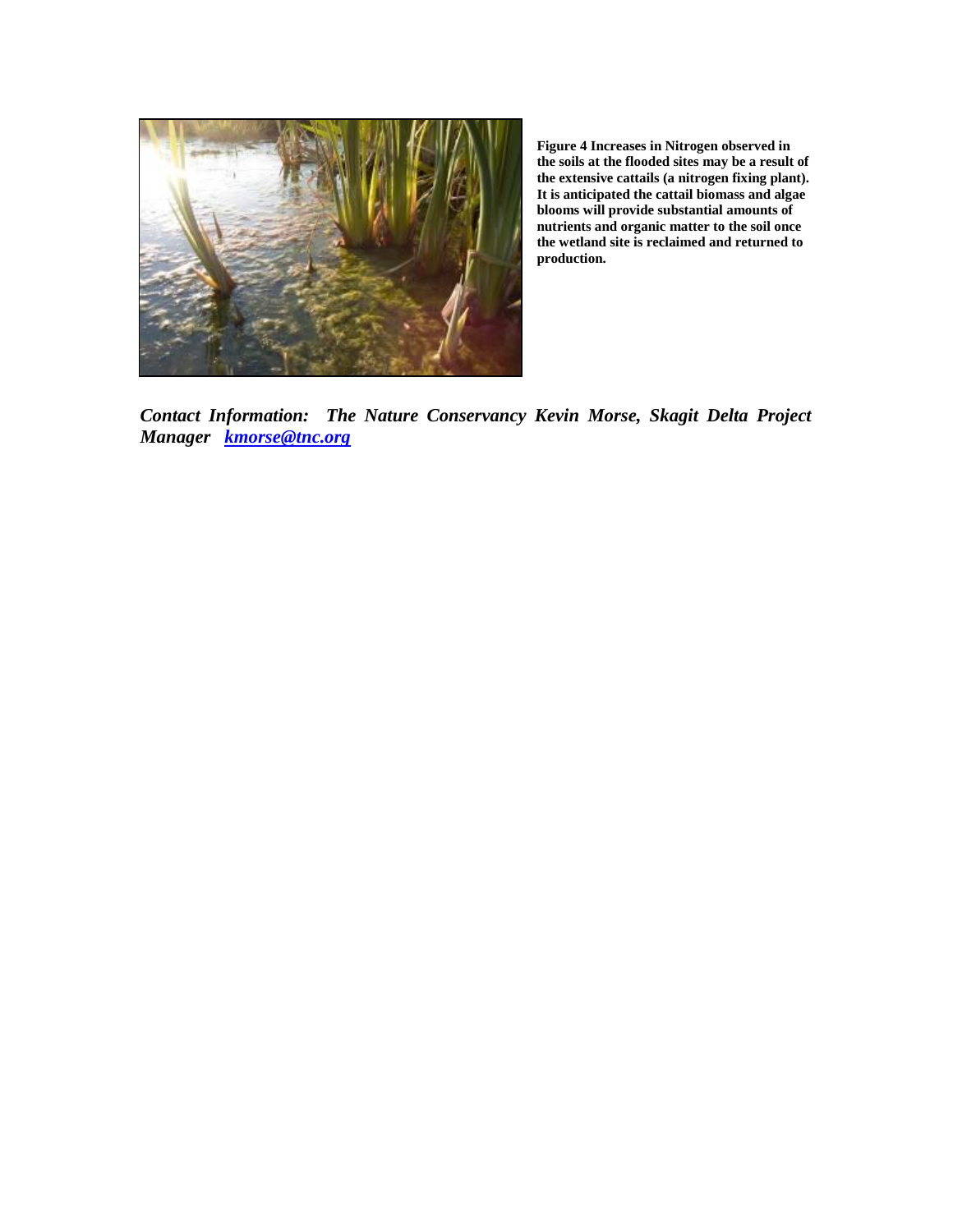**Figure 4 Increases in Nitrogen observed in the soils at the flooded sites may be a result of the extensive cattails (a nitrogen fixing plant). It is anticipated the cattail biomass and algae blooms will provide substantial amounts of nutrients and organic matter to the soil once the wetland site is reclaimed and returned to production.**

***Contact Information: The Nature Conservancy Kevin Morse, Skagit Delta Project Manager kmorse@tnc.org***